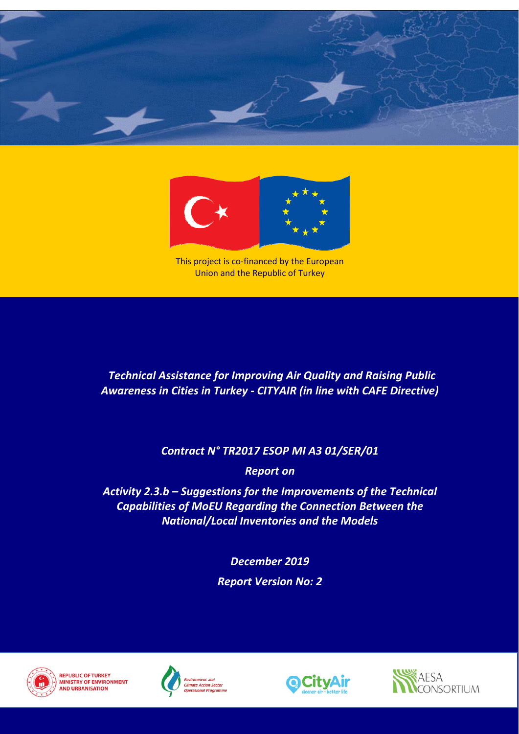This project is co-financed by the European Union and the Republic of Turkey

# *Technical Assistance for Improving Air Quality and Raising Public Awareness in Cities in Turkey - CITYAIR (in line with CAFE Directive)*

***Contract N° TR2017 ESOP MI A3 01/SER/01***

***Report on***

***Activity 2.3.b – Suggestions for the Improvements of the Technical Capabilities of MoEU Regarding the Connection Between the National/Local Inventories and the Models***

***December 2019***

***Report Version No: 2***

REPUBLIC OF TURKEY MINISTRY OF ENVIRONMENT AND URBANISATION

Environment and Climate Action Sector Operational Programme

CityAir cleaner air - better life

AESA CONSORTIUM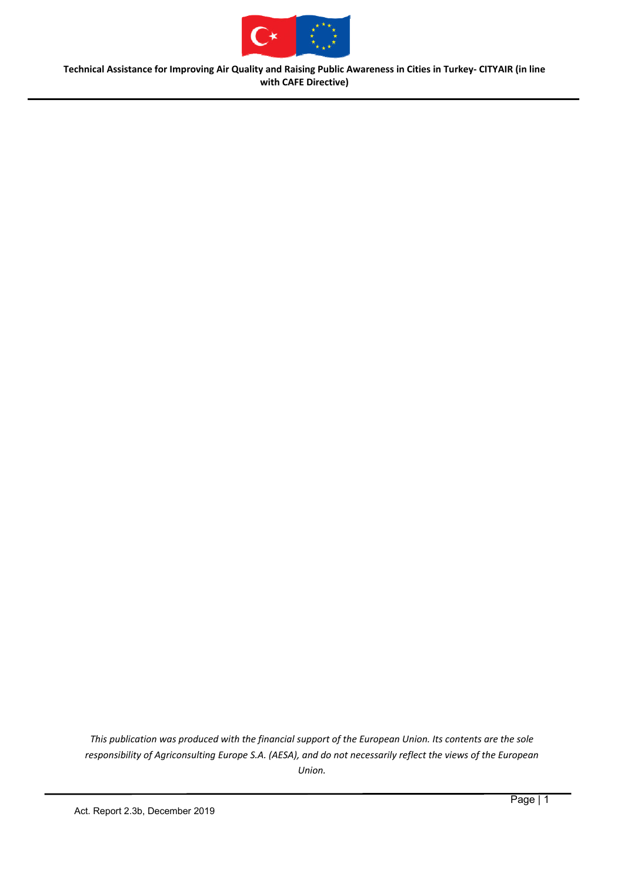*This publication was produced with the financial support of the European Union. Its contents are the sole responsibility of Agriconsulting Europe S.A. (AESA), and do not necessarily reflect the views of the European Union.*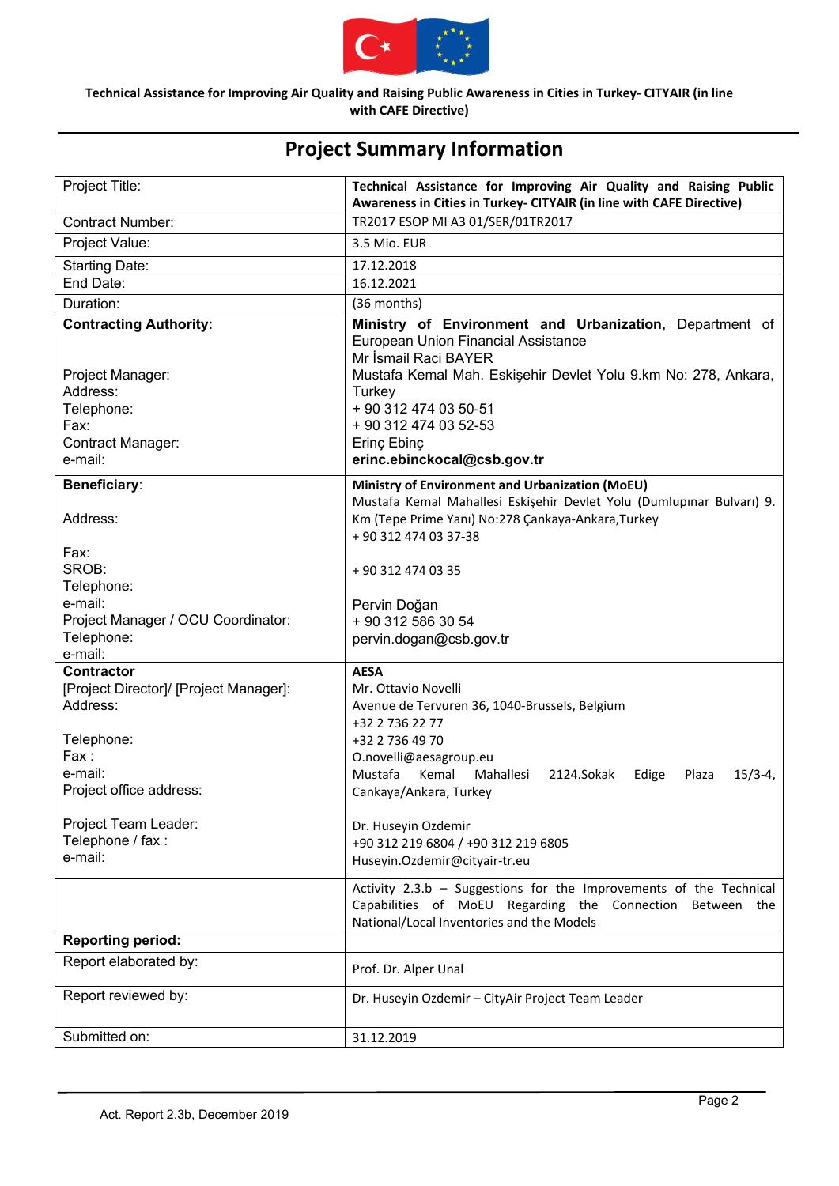**Technical Assistance for Improving Air Quality and Raising Public Awareness in Cities in Turkey- CITYAIR (in line with CAFE Directive)**

# Project Summary Information

| | |
|---|---|
| Project Title: | **Technical Assistance for Improving Air Quality and Raising Public Awareness in Cities in Turkey- CITYAIR (in line with CAFE Directive)** |
| Contract Number: | TR2017 ESOP MI A3 01/SER/01TR2017 |
| Project Value: | 3.5 Mio. EUR |
| Starting Date: | 17.12.2018 |
| End Date: | 16.12.2021 |
| Duration: | (36 months) |
| **Contracting Authority:**<br><br>Project Manager:<br>Address:<br>Telephone:<br>Fax:<br>Contract Manager:<br>e-mail: | **Ministry of Environment and Urbanization,** Department of European Union Financial Assistance<br>Mr İsmail Raci BAYER<br>Mustafa Kemal Mah. Eskişehir Devlet Yolu 9.km No: 278, Ankara, Turkey<br>+ 90 312 474 03 50-51<br>+ 90 312 474 03 52-53<br>Erinç Ebinç<br>**erinc.ebinckocal@csb.gov.tr** |
| **Beneficiary**:<br><br>Address:<br><br>Fax:<br>SROB:<br>Telephone:<br>e-mail:<br>Project Manager / OCU Coordinator:<br>Telephone:<br>e-mail: | **Ministry of Environment and Urbanization (MoEU)**<br>Mustafa Kemal Mahallesi Eskişehir Devlet Yolu (Dumlupınar Bulvarı) 9. Km (Tepe Prime Yanı) No:278 Çankaya-Ankara,Turkey<br>+ 90 312 474 03 37-38<br><br>+ 90 312 474 03 35<br><br>Pervin Doğan<br>+ 90 312 586 30 54<br>pervin.dogan@csb.gov.tr |
| **Contractor**<br>[Project Director]/ [Project Manager]:<br>Address:<br><br>Telephone:<br>Fax :<br>e-mail:<br>Project office address:<br><br>Project Team Leader:<br>Telephone / fax :<br>e-mail: | **AESA**<br>Mr. Ottavio Novelli<br>Avenue de Tervuren 36, 1040-Brussels, Belgium<br>+32 2 736 22 77<br>+32 2 736 49 70<br>O.novelli@aesagroup.eu<br>Mustafa Kemal Mahallesi 2124.Sokak Edige Plaza 15/3-4, Cankaya/Ankara, Turkey<br><br>Dr. Huseyin Ozdemir<br>+90 312 219 6804 / +90 312 219 6805<br>Huseyin.Ozdemir@cityair-tr.eu |
| | Activity 2.3.b – Suggestions for the Improvements of the Technical Capabilities of MoEU Regarding the Connection Between the National/Local Inventories and the Models |
| **Reporting period:** | |
| Report elaborated by: | Prof. Dr. Alper Unal |
| Report reviewed by: | Dr. Huseyin Ozdemir – CityAir Project Team Leader |
| Submitted on: | 31.12.2019 |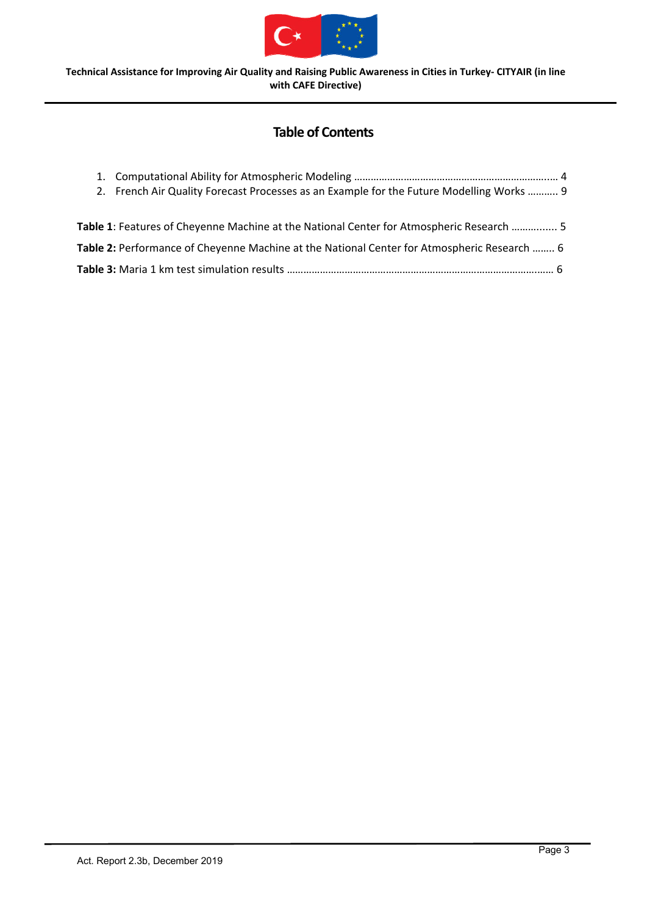# Table of Contents

1. Computational Ability for Atmospheric Modeling ........................................................................ 4
2. French Air Quality Forecast Processes as an Example for the Future Modelling Works ........... 9

**Table 1**: Features of Cheyenne Machine at the National Center for Atmospheric Research ............... 5

**Table 2:** Performance of Cheyenne Machine at the National Center for Atmospheric Research ........ 6

**Table 3:** Maria 1 km test simulation results ................................................................................................ 6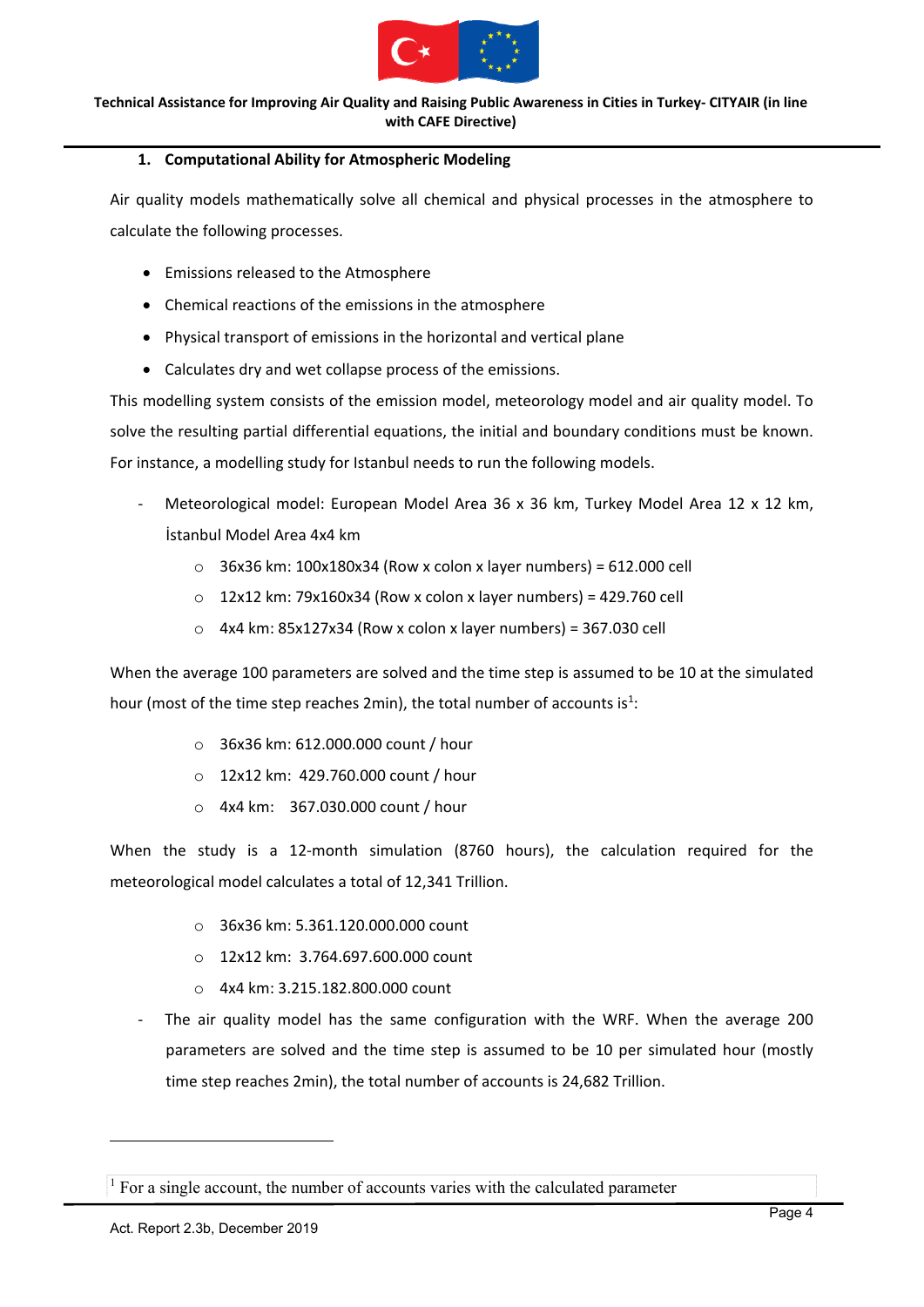## 1. Computational Ability for Atmospheric Modeling

Air quality models mathematically solve all chemical and physical processes in the atmosphere to calculate the following processes.

- Emissions released to the Atmosphere
- Chemical reactions of the emissions in the atmosphere
- Physical transport of emissions in the horizontal and vertical plane
- Calculates dry and wet collapse process of the emissions.

This modelling system consists of the emission model, meteorology model and air quality model. To solve the resulting partial differential equations, the initial and boundary conditions must be known. For instance, a modelling study for Istanbul needs to run the following models.

- Meteorological model: European Model Area 36 x 36 km, Turkey Model Area 12 x 12 km, İstanbul Model Area 4x4 km
    - 36x36 km: 100x180x34 (Row x colon x layer numbers) = 612.000 cell
    - 12x12 km: 79x160x34 (Row x colon x layer numbers) = 429.760 cell
    - 4x4 km: 85x127x34 (Row x colon x layer numbers) = 367.030 cell

When the average 100 parameters are solved and the time step is assumed to be 10 at the simulated hour (most of the time step reaches 2min), the total number of accounts is[1]:

- 36x36 km: 612.000.000 count / hour
- 12x12 km: 429.760.000 count / hour
- 4x4 km: 367.030.000 count / hour

When the study is a 12-month simulation (8760 hours), the calculation required for the meteorological model calculates a total of 12,341 Trillion.

- 36x36 km: 5.361.120.000.000 count
- 12x12 km: 3.764.697.600.000 count
- 4x4 km: 3.215.182.800.000 count

- The air quality model has the same configuration with the WRF. When the average 200 parameters are solved and the time step is assumed to be 10 per simulated hour (mostly time step reaches 2min), the total number of accounts is 24,682 Trillion.

[1] For a single account, the number of accounts varies with the calculated parameter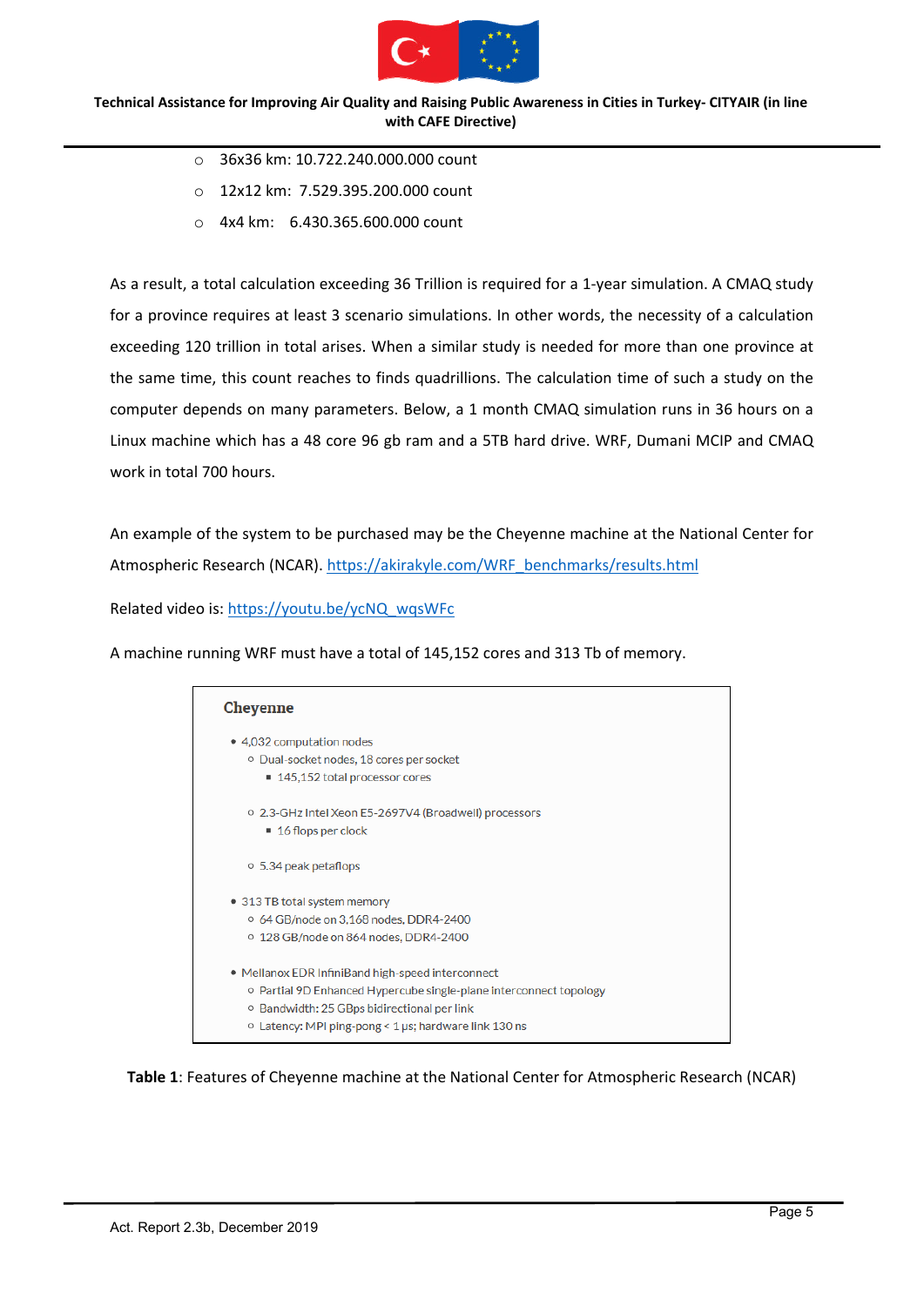- 36x36 km: 10.722.240.000.000 count
- 12x12 km: 7.529.395.200.000 count
- 4x4 km: 6.430.365.600.000 count

As a result, a total calculation exceeding 36 Trillion is required for a 1-year simulation. A CMAQ study for a province requires at least 3 scenario simulations. In other words, the necessity of a calculation exceeding 120 trillion in total arises. When a similar study is needed for more than one province at the same time, this count reaches to finds quadrillions. The calculation time of such a study on the computer depends on many parameters. Below, a 1 month CMAQ simulation runs in 36 hours on a Linux machine which has a 48 core 96 gb ram and a 5TB hard drive. WRF, Dumani MCIP and CMAQ work in total 700 hours.

An example of the system to be purchased may be the Cheyenne machine at the National Center for Atmospheric Research (NCAR). https://akirakyle.com/WRF_benchmarks/results.html

Related video is: https://youtu.be/ycNQ_wqsWFc

A machine running WRF must have a total of 145,152 cores and 313 Tb of memory.

**Cheyenne**

- 4,032 computation nodes
  - Dual-socket nodes, 18 cores per socket
    - 145,152 total processor cores
  - 2.3-GHz Intel Xeon E5-2697V4 (Broadwell) processors
    - 16 flops per clock
  - 5.34 peak petaflops
- 313 TB total system memory
  - 64 GB/node on 3,168 nodes, DDR4-2400
  - 128 GB/node on 864 nodes, DDR4-2400
- Mellanox EDR InfiniBand high-speed interconnect
  - Partial 9D Enhanced Hypercube single-plane interconnect topology
  - Bandwidth: 25 GBps bidirectional per link
  - Latency: MPI ping-pong < 1 µs; hardware link 130 ns

**Table 1**: Features of Cheyenne machine at the National Center for Atmospheric Research (NCAR)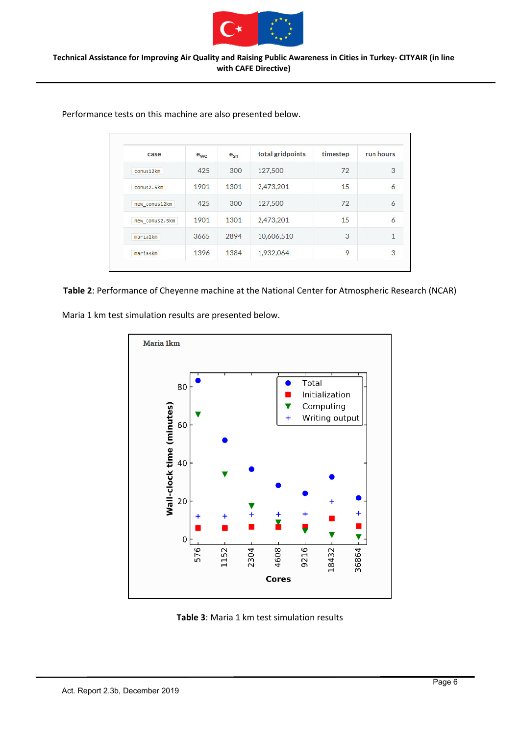Performance tests on this machine are also presented below.

| case | $e_{we}$ | $e_{sn}$ | total gridpoints | timestep | run hours |
|---|---|---|---|---|---|
| `conus12km` | 425 | 300 | 127,500 | 72 | 3 |
| `conus2.5km` | 1901 | 1301 | 2,473,201 | 15 | 6 |
| `new_conus12km` | 425 | 300 | 127,500 | 72 | 6 |
| `new_conus2.5km` | 1901 | 1301 | 2,473,201 | 15 | 6 |
| `maria1km` | 3665 | 2894 | 10,606,510 | 3 | 1 |
| `maria3km` | 1396 | 1384 | 1,932,064 | 9 | 3 |

**Table 2**: Performance of Cheyenne machine at the National Center for Atmospheric Research (NCAR)

Maria 1 km test simulation results are presented below.

**Table 3**: Maria 1 km test simulation results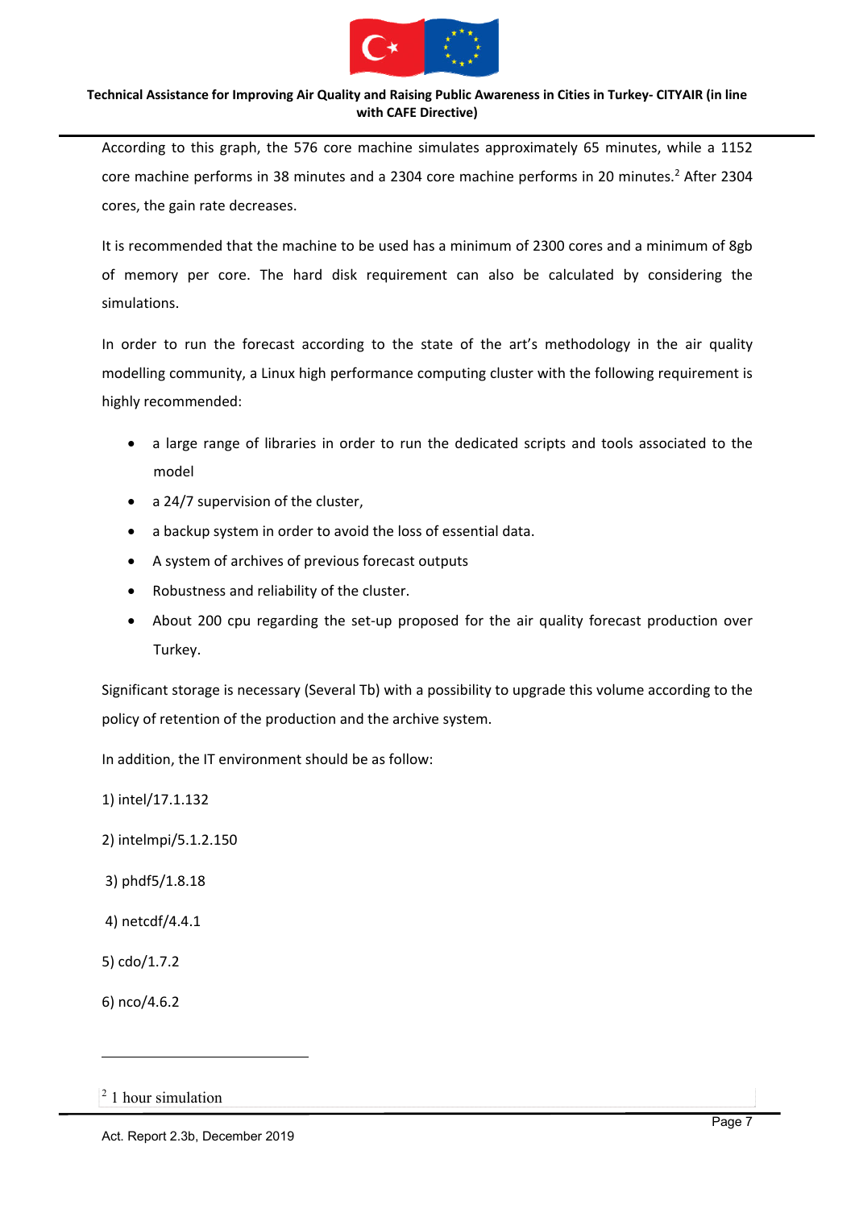According to this graph, the 576 core machine simulates approximately 65 minutes, while a 1152 core machine performs in 38 minutes and a 2304 core machine performs in 20 minutes.[2] After 2304 cores, the gain rate decreases.

It is recommended that the machine to be used has a minimum of 2300 cores and a minimum of 8gb of memory per core. The hard disk requirement can also be calculated by considering the simulations.

In order to run the forecast according to the state of the art's methodology in the air quality modelling community, a Linux high performance computing cluster with the following requirement is highly recommended:

- a large range of libraries in order to run the dedicated scripts and tools associated to the model
- a 24/7 supervision of the cluster,
- a backup system in order to avoid the loss of essential data.
- A system of archives of previous forecast outputs
- Robustness and reliability of the cluster.
- About 200 cpu regarding the set-up proposed for the air quality forecast production over Turkey.

Significant storage is necessary (Several Tb) with a possibility to upgrade this volume according to the policy of retention of the production and the archive system.

In addition, the IT environment should be as follow:

1) intel/17.1.132

2) intelmpi/5.1.2.150

3) phdf5/1.8.18

4) netcdf/4.4.1

5) cdo/1.7.2

6) nco/4.6.2

[2] 1 hour simulation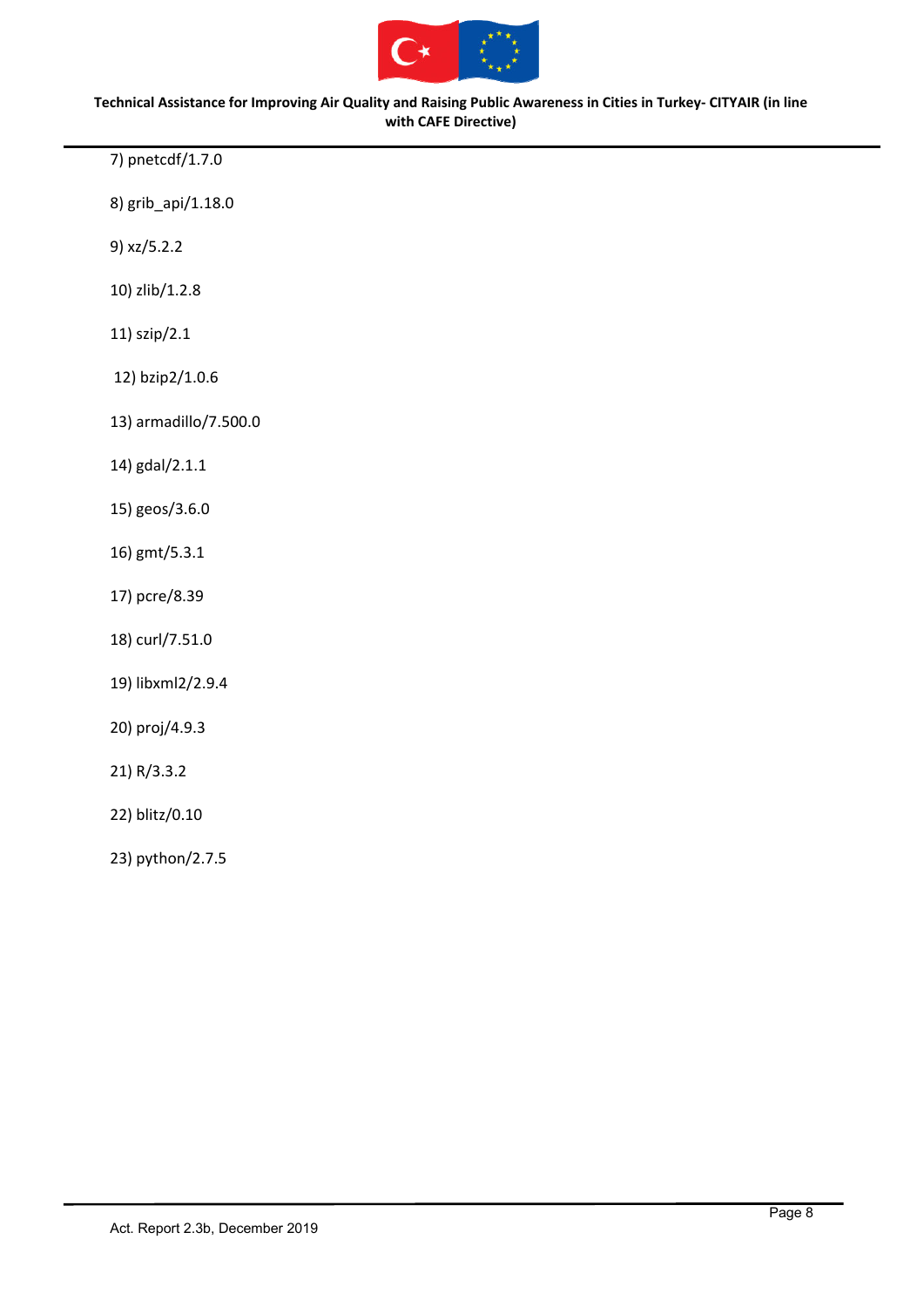7) pnetcdf/1.7.0

8) grib_api/1.18.0

9) xz/5.2.2

10) zlib/1.2.8

11) szip/2.1

12) bzip2/1.0.6

13) armadillo/7.500.0

14) gdal/2.1.1

15) geos/3.6.0

16) gmt/5.3.1

17) pcre/8.39

18) curl/7.51.0

19) libxml2/2.9.4

20) proj/4.9.3

21) R/3.3.2

22) blitz/0.10

23) python/2.7.5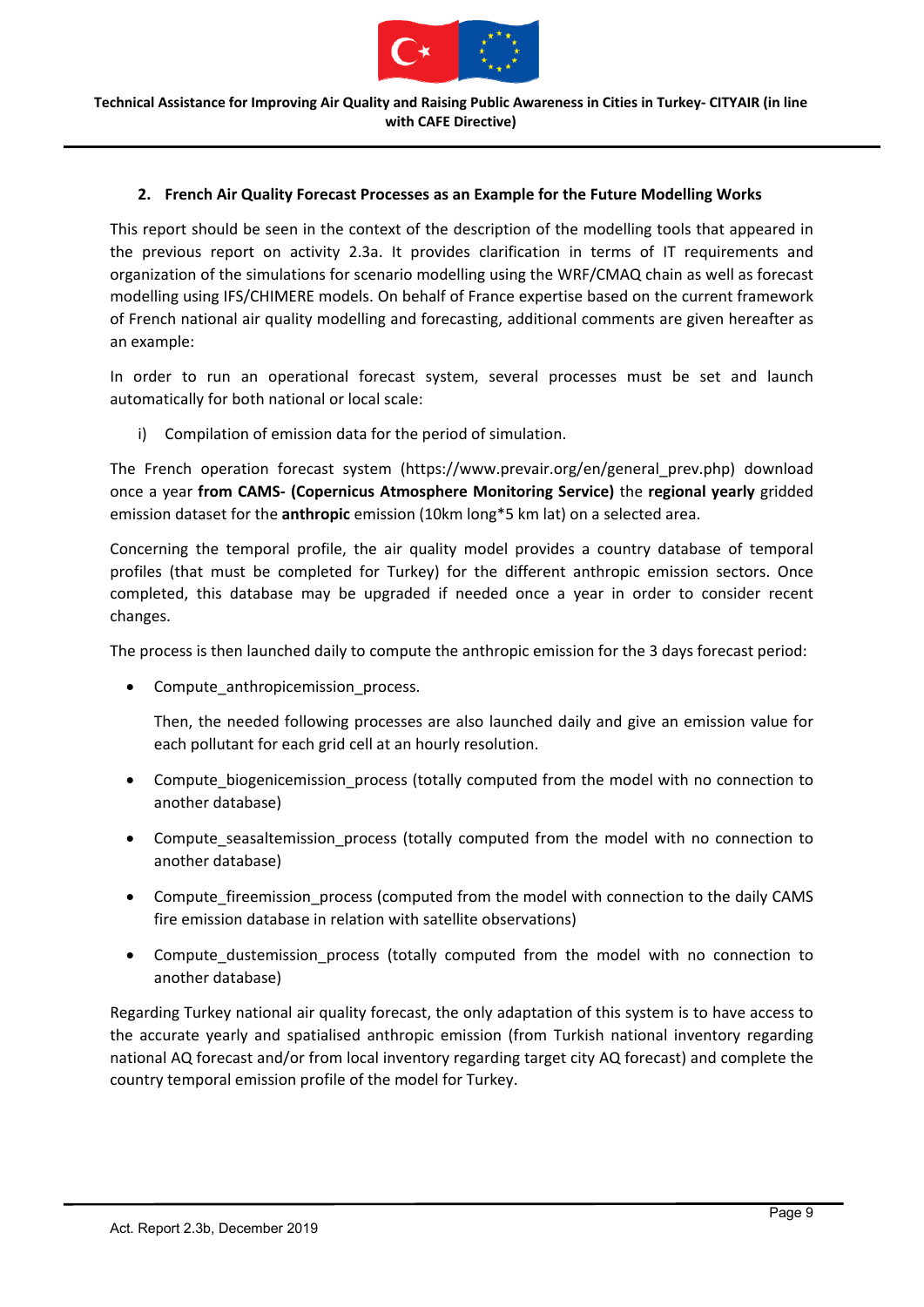## 2. French Air Quality Forecast Processes as an Example for the Future Modelling Works

This report should be seen in the context of the description of the modelling tools that appeared in the previous report on activity 2.3a. It provides clarification in terms of IT requirements and organization of the simulations for scenario modelling using the WRF/CMAQ chain as well as forecast modelling using IFS/CHIMERE models. On behalf of France expertise based on the current framework of French national air quality modelling and forecasting, additional comments are given hereafter as an example:

In order to run an operational forecast system, several processes must be set and launch automatically for both national or local scale:

i) Compilation of emission data for the period of simulation.

The French operation forecast system (https://www.prevair.org/en/general_prev.php) download once a year **from CAMS- (Copernicus Atmosphere Monitoring Service)** the **regional yearly** gridded emission dataset for the **anthropic** emission (10km long*5 km lat) on a selected area.

Concerning the temporal profile, the air quality model provides a country database of temporal profiles (that must be completed for Turkey) for the different anthropic emission sectors. Once completed, this database may be upgraded if needed once a year in order to consider recent changes.

The process is then launched daily to compute the anthropic emission for the 3 days forecast period:

- Compute_anthropicemission_process.

  Then, the needed following processes are also launched daily and give an emission value for each pollutant for each grid cell at an hourly resolution.

- Compute_biogenicemission_process (totally computed from the model with no connection to another database)
- Compute_seasaltemission_process (totally computed from the model with no connection to another database)
- Compute_fireemission_process (computed from the model with connection to the daily CAMS fire emission database in relation with satellite observations)
- Compute_dustemission_process (totally computed from the model with no connection to another database)

Regarding Turkey national air quality forecast, the only adaptation of this system is to have access to the accurate yearly and spatialised anthropic emission (from Turkish national inventory regarding national AQ forecast and/or from local inventory regarding target city AQ forecast) and complete the country temporal emission profile of the model for Turkey.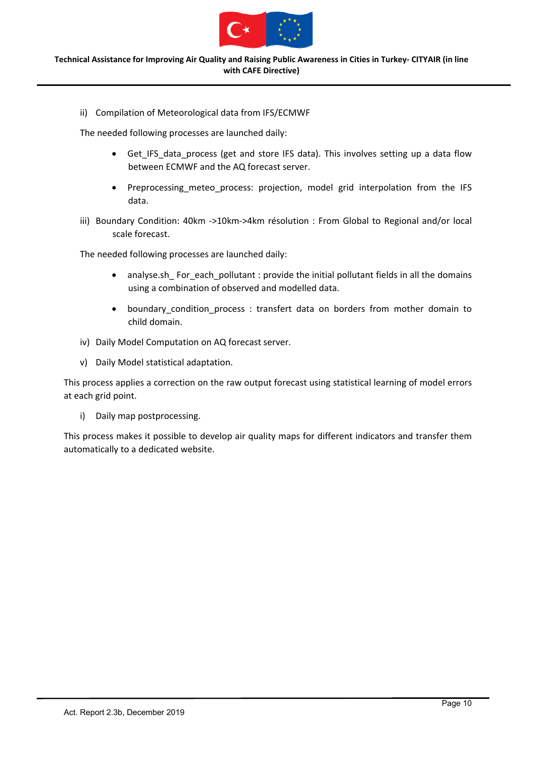ii) Compilation of Meteorological data from IFS/ECMWF

The needed following processes are launched daily:

- Get_IFS_data_process (get and store IFS data). This involves setting up a data flow between ECMWF and the AQ forecast server.
- Preprocessing_meteo_process: projection, model grid interpolation from the IFS data.

iii) Boundary Condition: 40km ->10km->4km résolution : From Global to Regional and/or local scale forecast.

The needed following processes are launched daily:

- analyse.sh_ For_each_pollutant : provide the initial pollutant fields in all the domains using a combination of observed and modelled data.
- boundary_condition_process : transfert data on borders from mother domain to child domain.

iv) Daily Model Computation on AQ forecast server.

v) Daily Model statistical adaptation.

This process applies a correction on the raw output forecast using statistical learning of model errors at each grid point.

i) Daily map postprocessing.

This process makes it possible to develop air quality maps for different indicators and transfer them automatically to a dedicated website.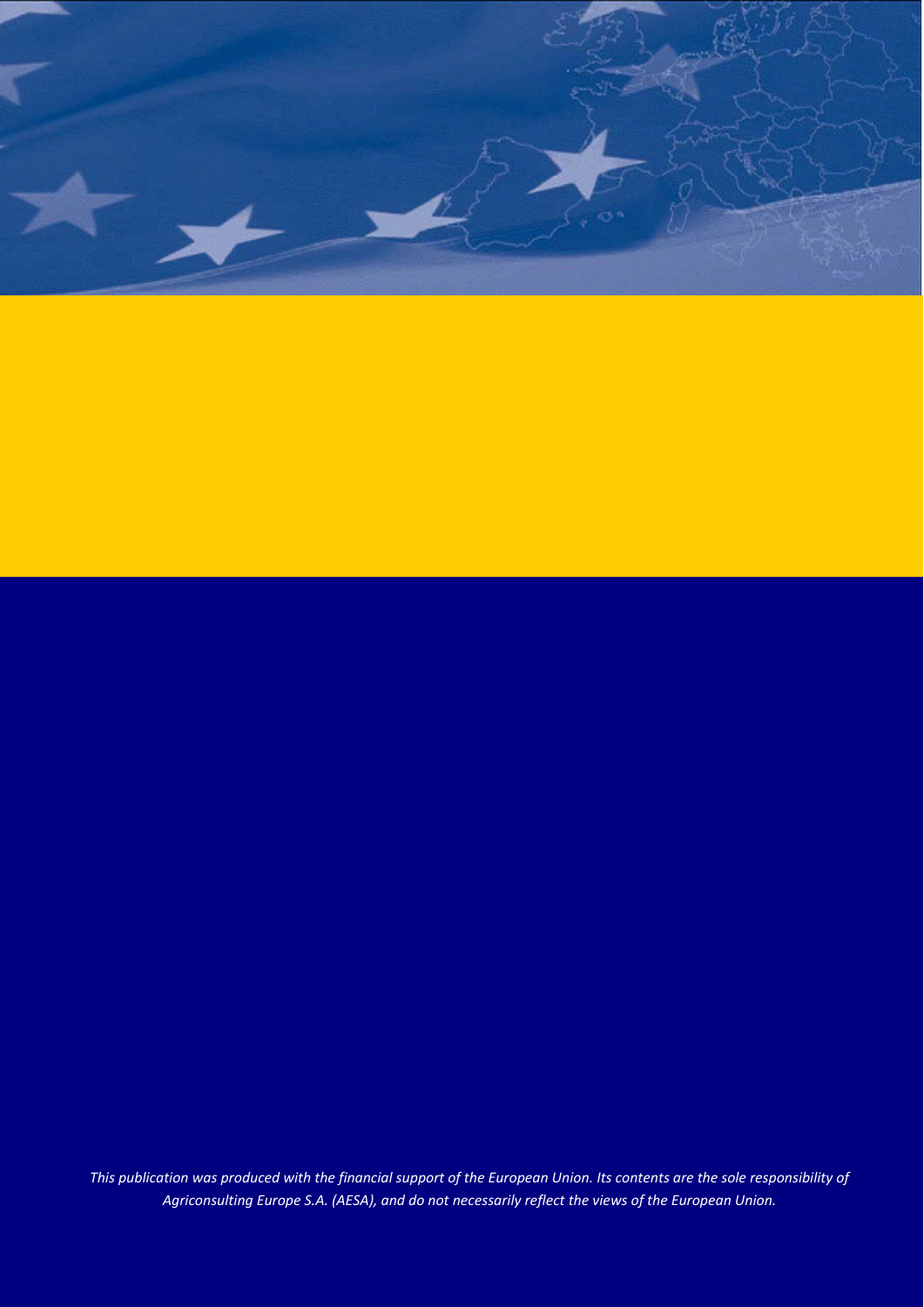*This publication was produced with the financial support of the European Union. Its contents are the sole responsibility of Agriconsulting Europe S.A. (AESA), and do not necessarily reflect the views of the European Union.*